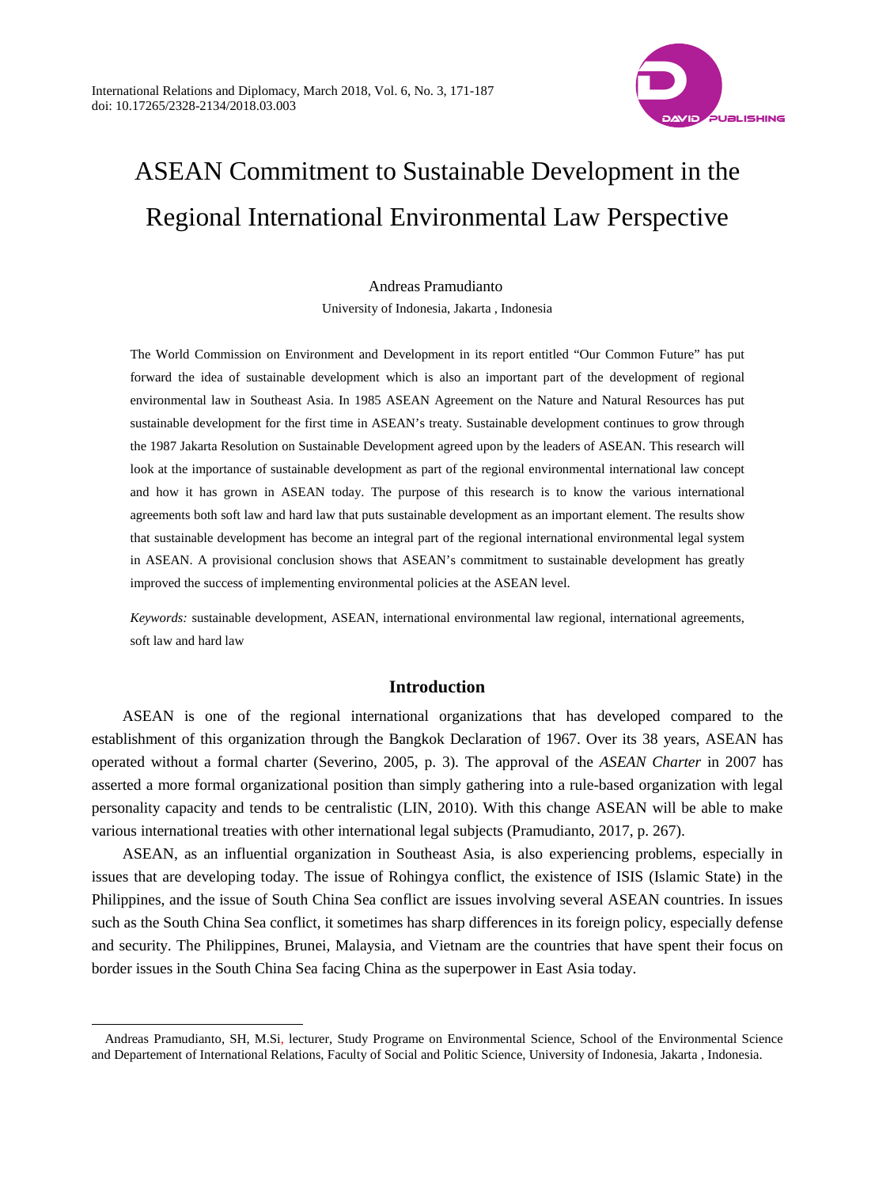# ASEAN Commitment to Sustainable Development in the Regional International Environmental Law Perspective

Andreas Pramudianto

University of Indonesia, Jakarta , Indonesia

The World Commission on Environment and Development in its report entitled "Our Common Future" has put forward the idea of sustainable development which is also an important part of the development of regional environmental law in Southeast Asia. In 1985 ASEAN Agreement on the Nature and Natural Resources has put sustainable development for the first time in ASEAN's treaty. Sustainable development continues to grow through the 1987 Jakarta Resolution on Sustainable Development agreed upon by the leaders of ASEAN. This research will look at the importance of sustainable development as part of the regional environmental international law concept and how it has grown in ASEAN today. The purpose of this research is to know the various international agreements both soft law and hard law that puts sustainable development as an important element. The results show that sustainable development has become an integral part of the regional international environmental legal system in ASEAN. A provisional conclusion shows that ASEAN's commitment to sustainable development has greatly improved the success of implementing environmental policies at the ASEAN level.

*Keywords:* sustainable development, ASEAN, international environmental law regional, international agreements, soft law and hard law

## Introduction

ASEAN is one of the regional international organizations that has developed compared to the establishment of this organization through the Bangkok Declaration of 1967. Over its 38 years, ASEAN has operated without a formal charter (Severino, 2005, p. 3). The approval of the *ASEAN Charter* in 2007 has asserted a more formal organizational position than simply gathering into a rule-based organization with legal personality capacity and tends to be centralistic (LIN, 2010). With this change ASEAN will be able to make various international treaties with other international legal subjects (Pramudianto, 2017, p. 267).

ASEAN, as an influential organization in Southeast Asia, is also experiencing problems, especially in issues that are developing today. The issue of Rohingya conflict, the existence of ISIS (Islamic State) in the Philippines, and the issue of South China Sea conflict are issues involving several ASEAN countries. In issues such as the South China Sea conflict, it sometimes has sharp differences in its foreign policy, especially defense and security. The Philippines, Brunei, Malaysia, and Vietnam are the countries that have spent their focus on border issues in the South China Sea facing China as the superpower in East Asia today.

---

Andreas Pramudianto, SH, M.Si, lecturer, Study Programe on Environmental Science, School of the Environmental Science and Departement of International Relations, Faculty of Social and Politic Science, University of Indonesia, Jakarta , Indonesia.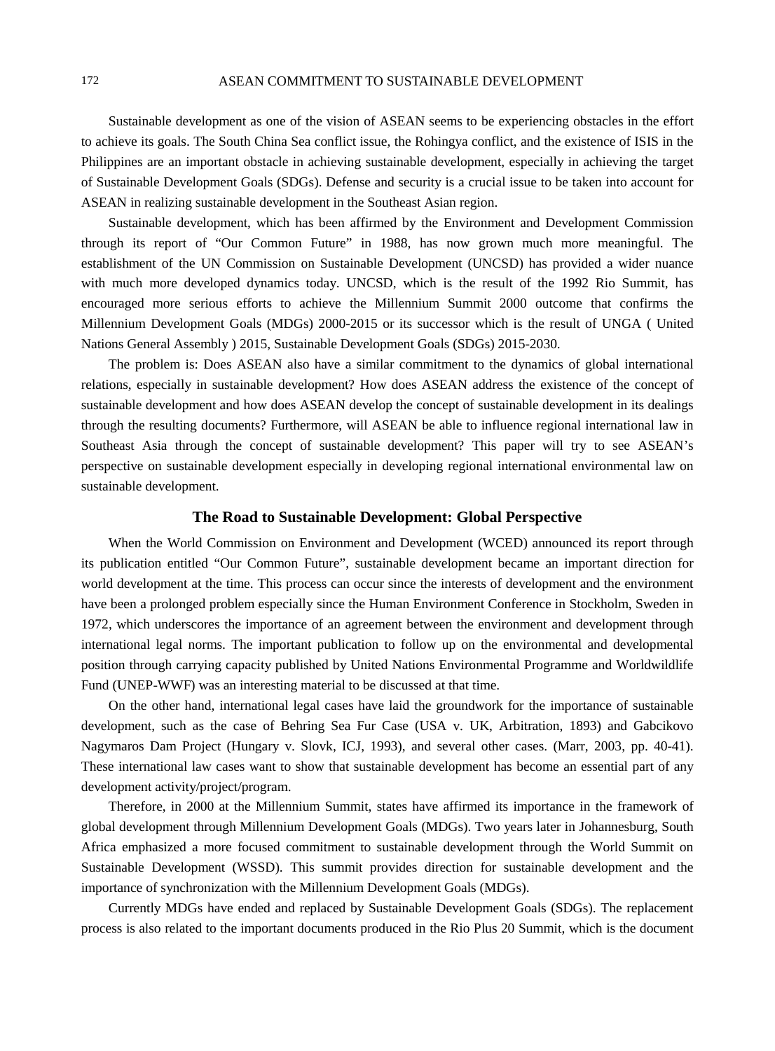Sustainable development as one of the vision of ASEAN seems to be experiencing obstacles in the effort to achieve its goals. The South China Sea conflict issue, the Rohingya conflict, and the existence of ISIS in the Philippines are an important obstacle in achieving sustainable development, especially in achieving the target of Sustainable Development Goals (SDGs). Defense and security is a crucial issue to be taken into account for ASEAN in realizing sustainable development in the Southeast Asian region.

Sustainable development, which has been affirmed by the Environment and Development Commission through its report of "Our Common Future" in 1988, has now grown much more meaningful. The establishment of the UN Commission on Sustainable Development (UNCSD) has provided a wider nuance with much more developed dynamics today. UNCSD, which is the result of the 1992 Rio Summit, has encouraged more serious efforts to achieve the Millennium Summit 2000 outcome that confirms the Millennium Development Goals (MDGs) 2000-2015 or its successor which is the result of UNGA ( United Nations General Assembly ) 2015, Sustainable Development Goals (SDGs) 2015-2030.

The problem is: Does ASEAN also have a similar commitment to the dynamics of global international relations, especially in sustainable development? How does ASEAN address the existence of the concept of sustainable development and how does ASEAN develop the concept of sustainable development in its dealings through the resulting documents? Furthermore, will ASEAN be able to influence regional international law in Southeast Asia through the concept of sustainable development? This paper will try to see ASEAN's perspective on sustainable development especially in developing regional international environmental law on sustainable development.

## The Road to Sustainable Development: Global Perspective

When the World Commission on Environment and Development (WCED) announced its report through its publication entitled "Our Common Future", sustainable development became an important direction for world development at the time. This process can occur since the interests of development and the environment have been a prolonged problem especially since the Human Environment Conference in Stockholm, Sweden in 1972, which underscores the importance of an agreement between the environment and development through international legal norms. The important publication to follow up on the environmental and developmental position through carrying capacity published by United Nations Environmental Programme and Worldwildlife Fund (UNEP-WWF) was an interesting material to be discussed at that time.

On the other hand, international legal cases have laid the groundwork for the importance of sustainable development, such as the case of Behring Sea Fur Case (USA v. UK, Arbitration, 1893) and Gabcikovo Nagymaros Dam Project (Hungary v. Slovk, ICJ, 1993), and several other cases. (Marr, 2003, pp. 40-41). These international law cases want to show that sustainable development has become an essential part of any development activity/project/program.

Therefore, in 2000 at the Millennium Summit, states have affirmed its importance in the framework of global development through Millennium Development Goals (MDGs). Two years later in Johannesburg, South Africa emphasized a more focused commitment to sustainable development through the World Summit on Sustainable Development (WSSD). This summit provides direction for sustainable development and the importance of synchronization with the Millennium Development Goals (MDGs).

Currently MDGs have ended and replaced by Sustainable Development Goals (SDGs). The replacement process is also related to the important documents produced in the Rio Plus 20 Summit, which is the document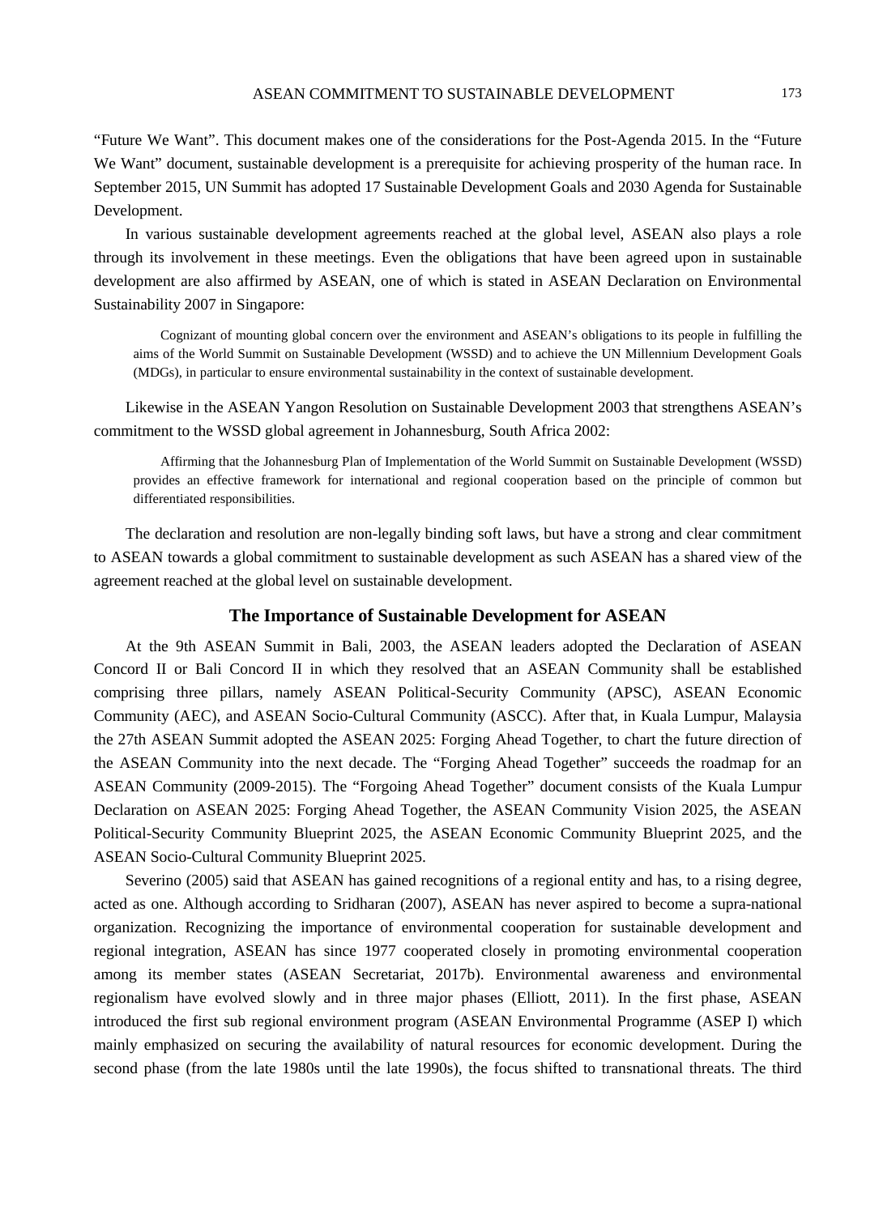"Future We Want". This document makes one of the considerations for the Post-Agenda 2015. In the "Future We Want" document, sustainable development is a prerequisite for achieving prosperity of the human race. In September 2015, UN Summit has adopted 17 Sustainable Development Goals and 2030 Agenda for Sustainable Development.

In various sustainable development agreements reached at the global level, ASEAN also plays a role through its involvement in these meetings. Even the obligations that have been agreed upon in sustainable development are also affirmed by ASEAN, one of which is stated in ASEAN Declaration on Environmental Sustainability 2007 in Singapore:

> Cognizant of mounting global concern over the environment and ASEAN's obligations to its people in fulfilling the aims of the World Summit on Sustainable Development (WSSD) and to achieve the UN Millennium Development Goals (MDGs), in particular to ensure environmental sustainability in the context of sustainable development.

Likewise in the ASEAN Yangon Resolution on Sustainable Development 2003 that strengthens ASEAN's commitment to the WSSD global agreement in Johannesburg, South Africa 2002:

> Affirming that the Johannesburg Plan of Implementation of the World Summit on Sustainable Development (WSSD) provides an effective framework for international and regional cooperation based on the principle of common but differentiated responsibilities.

The declaration and resolution are non-legally binding soft laws, but have a strong and clear commitment to ASEAN towards a global commitment to sustainable development as such ASEAN has a shared view of the agreement reached at the global level on sustainable development.

## The Importance of Sustainable Development for ASEAN

At the 9th ASEAN Summit in Bali, 2003, the ASEAN leaders adopted the Declaration of ASEAN Concord II or Bali Concord II in which they resolved that an ASEAN Community shall be established comprising three pillars, namely ASEAN Political-Security Community (APSC), ASEAN Economic Community (AEC), and ASEAN Socio-Cultural Community (ASCC). After that, in Kuala Lumpur, Malaysia the 27th ASEAN Summit adopted the ASEAN 2025: Forging Ahead Together, to chart the future direction of the ASEAN Community into the next decade. The "Forging Ahead Together" succeeds the roadmap for an ASEAN Community (2009-2015). The "Forgoing Ahead Together" document consists of the Kuala Lumpur Declaration on ASEAN 2025: Forging Ahead Together, the ASEAN Community Vision 2025, the ASEAN Political-Security Community Blueprint 2025, the ASEAN Economic Community Blueprint 2025, and the ASEAN Socio-Cultural Community Blueprint 2025.

Severino (2005) said that ASEAN has gained recognitions of a regional entity and has, to a rising degree, acted as one. Although according to Sridharan (2007), ASEAN has never aspired to become a supra-national organization. Recognizing the importance of environmental cooperation for sustainable development and regional integration, ASEAN has since 1977 cooperated closely in promoting environmental cooperation among its member states (ASEAN Secretariat, 2017b). Environmental awareness and environmental regionalism have evolved slowly and in three major phases (Elliott, 2011). In the first phase, ASEAN introduced the first sub regional environment program (ASEAN Environmental Programme (ASEP I) which mainly emphasized on securing the availability of natural resources for economic development. During the second phase (from the late 1980s until the late 1990s), the focus shifted to transnational threats. The third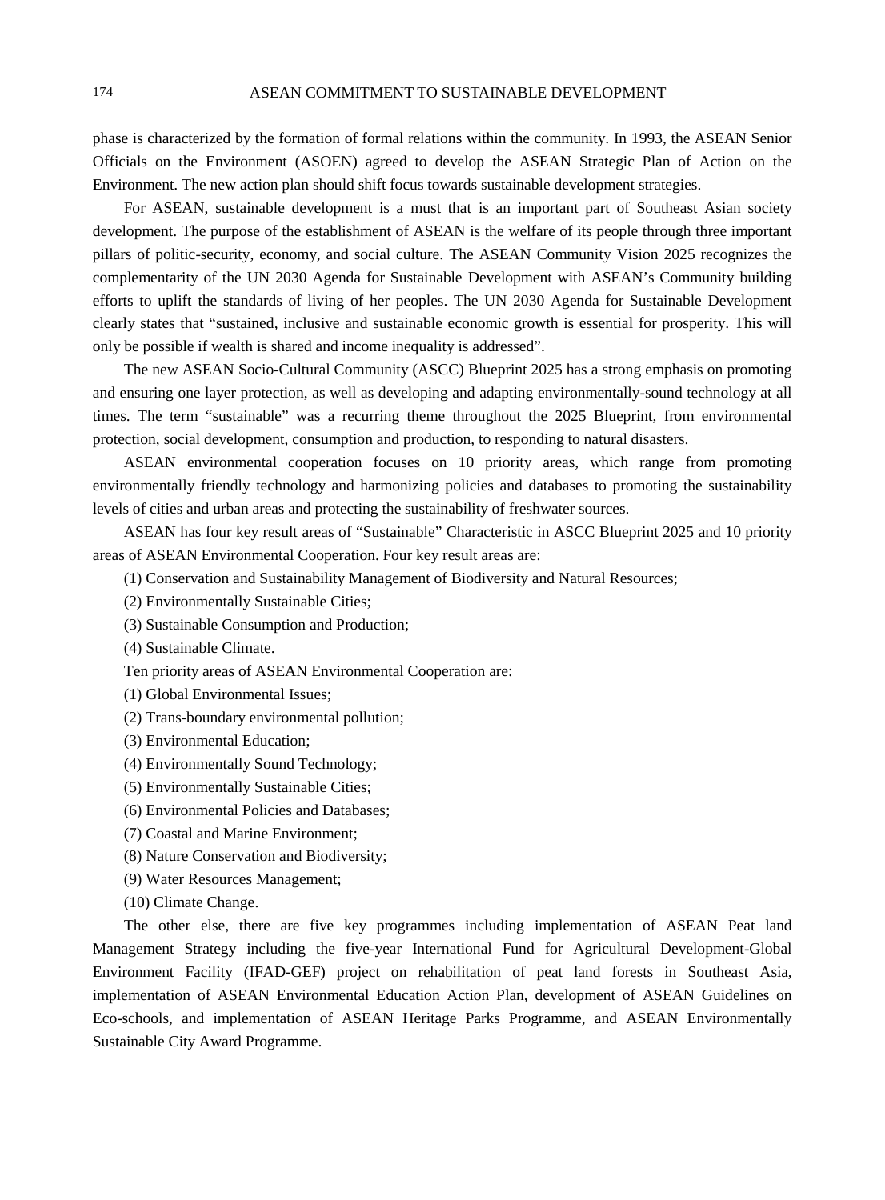phase is characterized by the formation of formal relations within the community. In 1993, the ASEAN Senior Officials on the Environment (ASOEN) agreed to develop the ASEAN Strategic Plan of Action on the Environment. The new action plan should shift focus towards sustainable development strategies.

For ASEAN, sustainable development is a must that is an important part of Southeast Asian society development. The purpose of the establishment of ASEAN is the welfare of its people through three important pillars of politic-security, economy, and social culture. The ASEAN Community Vision 2025 recognizes the complementarity of the UN 2030 Agenda for Sustainable Development with ASEAN's Community building efforts to uplift the standards of living of her peoples. The UN 2030 Agenda for Sustainable Development clearly states that "sustained, inclusive and sustainable economic growth is essential for prosperity. This will only be possible if wealth is shared and income inequality is addressed".

The new ASEAN Socio-Cultural Community (ASCC) Blueprint 2025 has a strong emphasis on promoting and ensuring one layer protection, as well as developing and adapting environmentally-sound technology at all times. The term "sustainable" was a recurring theme throughout the 2025 Blueprint, from environmental protection, social development, consumption and production, to responding to natural disasters.

ASEAN environmental cooperation focuses on 10 priority areas, which range from promoting environmentally friendly technology and harmonizing policies and databases to promoting the sustainability levels of cities and urban areas and protecting the sustainability of freshwater sources.

ASEAN has four key result areas of "Sustainable" Characteristic in ASCC Blueprint 2025 and 10 priority areas of ASEAN Environmental Cooperation. Four key result areas are:

(1) Conservation and Sustainability Management of Biodiversity and Natural Resources;

(2) Environmentally Sustainable Cities;

(3) Sustainable Consumption and Production;

(4) Sustainable Climate.

Ten priority areas of ASEAN Environmental Cooperation are:

(1) Global Environmental Issues;

(2) Trans-boundary environmental pollution;

(3) Environmental Education;

(4) Environmentally Sound Technology;

(5) Environmentally Sustainable Cities;

(6) Environmental Policies and Databases;

(7) Coastal and Marine Environment;

(8) Nature Conservation and Biodiversity;

(9) Water Resources Management;

(10) Climate Change.

The other else, there are five key programmes including implementation of ASEAN Peat land Management Strategy including the five-year International Fund for Agricultural Development-Global Environment Facility (IFAD-GEF) project on rehabilitation of peat land forests in Southeast Asia, implementation of ASEAN Environmental Education Action Plan, development of ASEAN Guidelines on Eco-schools, and implementation of ASEAN Heritage Parks Programme, and ASEAN Environmentally Sustainable City Award Programme.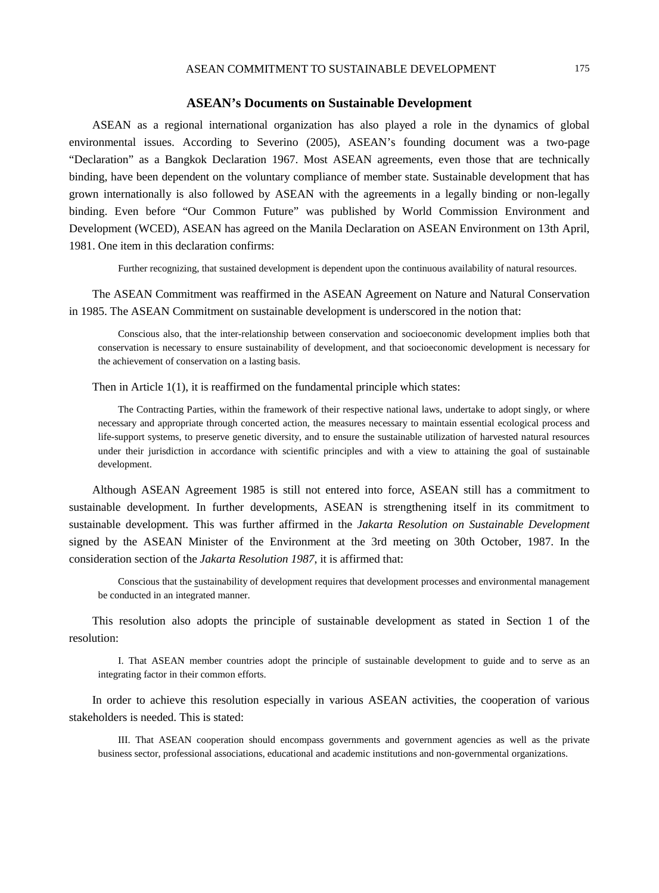## ASEAN's Documents on Sustainable Development

ASEAN as a regional international organization has also played a role in the dynamics of global environmental issues. According to Severino (2005), ASEAN's founding document was a two-page "Declaration" as a Bangkok Declaration 1967. Most ASEAN agreements, even those that are technically binding, have been dependent on the voluntary compliance of member state. Sustainable development that has grown internationally is also followed by ASEAN with the agreements in a legally binding or non-legally binding. Even before "Our Common Future" was published by World Commission Environment and Development (WCED), ASEAN has agreed on the Manila Declaration on ASEAN Environment on 13th April, 1981. One item in this declaration confirms:

> Further recognizing, that sustained development is dependent upon the continuous availability of natural resources.

The ASEAN Commitment was reaffirmed in the ASEAN Agreement on Nature and Natural Conservation in 1985. The ASEAN Commitment on sustainable development is underscored in the notion that:

> Conscious also, that the inter-relationship between conservation and socioeconomic development implies both that conservation is necessary to ensure sustainability of development, and that socioeconomic development is necessary for the achievement of conservation on a lasting basis.

Then in Article 1(1), it is reaffirmed on the fundamental principle which states:

> The Contracting Parties, within the framework of their respective national laws, undertake to adopt singly, or where necessary and appropriate through concerted action, the measures necessary to maintain essential ecological process and life-support systems, to preserve genetic diversity, and to ensure the sustainable utilization of harvested natural resources under their jurisdiction in accordance with scientific principles and with a view to attaining the goal of sustainable development.

Although ASEAN Agreement 1985 is still not entered into force, ASEAN still has a commitment to sustainable development. In further developments, ASEAN is strengthening itself in its commitment to sustainable development. This was further affirmed in the *Jakarta Resolution on Sustainable Development* signed by the ASEAN Minister of the Environment at the 3rd meeting on 30th October, 1987. In the consideration section of the *Jakarta Resolution 1987*, it is affirmed that:

> Conscious that the sustainability of development requires that development processes and environmental management be conducted in an integrated manner.

This resolution also adopts the principle of sustainable development as stated in Section 1 of the resolution:

> I. That ASEAN member countries adopt the principle of sustainable development to guide and to serve as an integrating factor in their common efforts.

In order to achieve this resolution especially in various ASEAN activities, the cooperation of various stakeholders is needed. This is stated:

> III. That ASEAN cooperation should encompass governments and government agencies as well as the private business sector, professional associations, educational and academic institutions and non-governmental organizations.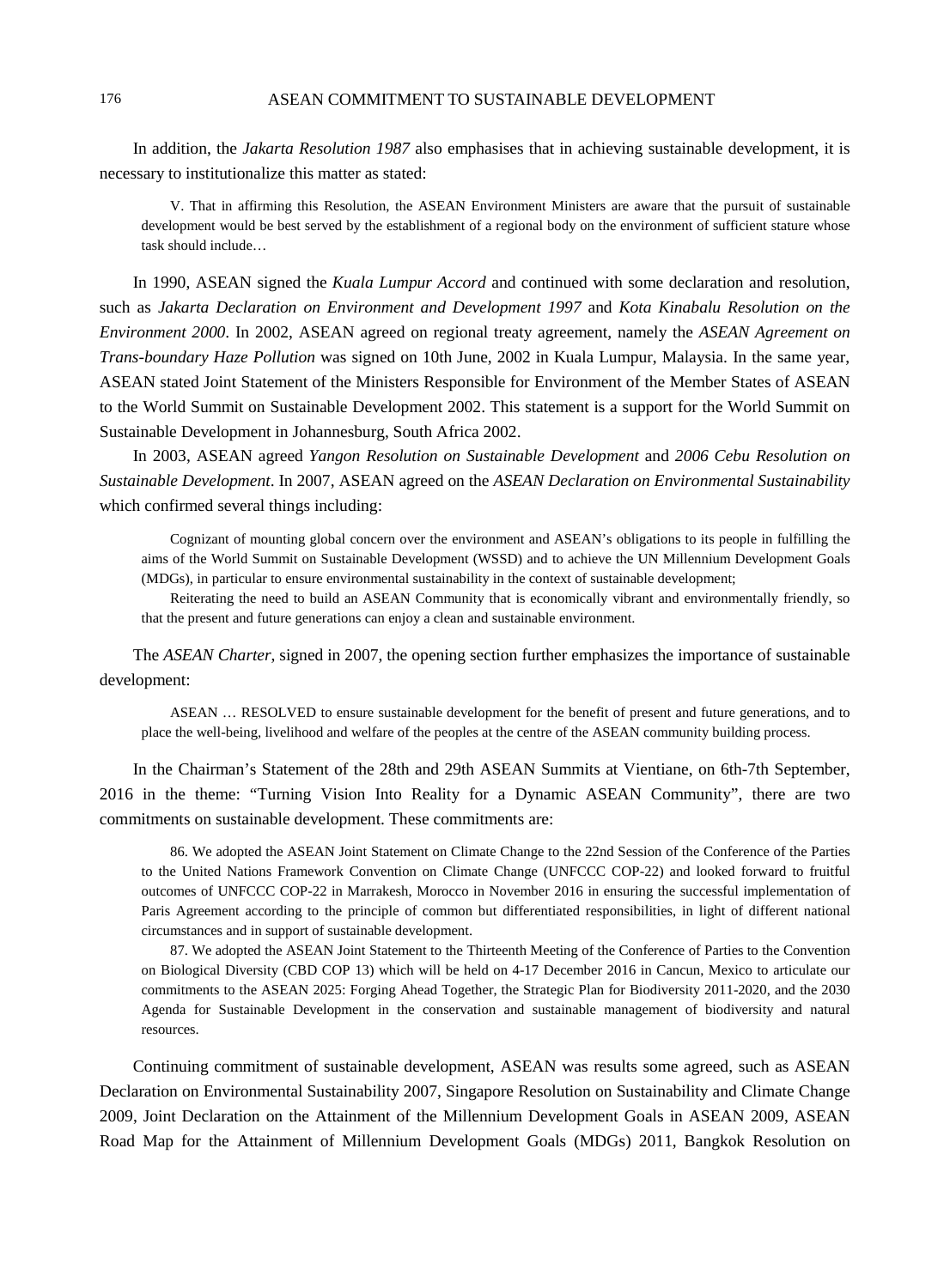In addition, the *Jakarta Resolution 1987* also emphasises that in achieving sustainable development, it is necessary to institutionalize this matter as stated:

> V. That in affirming this Resolution, the ASEAN Environment Ministers are aware that the pursuit of sustainable development would be best served by the establishment of a regional body on the environment of sufficient stature whose task should include…

In 1990, ASEAN signed the *Kuala Lumpur Accord* and continued with some declaration and resolution, such as *Jakarta Declaration on Environment and Development 1997* and *Kota Kinabalu Resolution on the Environment 2000*. In 2002, ASEAN agreed on regional treaty agreement, namely the *ASEAN Agreement on Trans-boundary Haze Pollution* was signed on 10th June, 2002 in Kuala Lumpur, Malaysia. In the same year, ASEAN stated Joint Statement of the Ministers Responsible for Environment of the Member States of ASEAN to the World Summit on Sustainable Development 2002. This statement is a support for the World Summit on Sustainable Development in Johannesburg, South Africa 2002.

In 2003, ASEAN agreed *Yangon Resolution on Sustainable Development* and *2006 Cebu Resolution on Sustainable Development*. In 2007, ASEAN agreed on the *ASEAN Declaration on Environmental Sustainability* which confirmed several things including:

> Cognizant of mounting global concern over the environment and ASEAN's obligations to its people in fulfilling the aims of the World Summit on Sustainable Development (WSSD) and to achieve the UN Millennium Development Goals (MDGs), in particular to ensure environmental sustainability in the context of sustainable development;
>
> Reiterating the need to build an ASEAN Community that is economically vibrant and environmentally friendly, so that the present and future generations can enjoy a clean and sustainable environment.

The *ASEAN Charter*, signed in 2007, the opening section further emphasizes the importance of sustainable development:

> ASEAN … RESOLVED to ensure sustainable development for the benefit of present and future generations, and to place the well-being, livelihood and welfare of the peoples at the centre of the ASEAN community building process.

In the Chairman's Statement of the 28th and 29th ASEAN Summits at Vientiane, on 6th-7th September, 2016 in the theme: "Turning Vision Into Reality for a Dynamic ASEAN Community", there are two commitments on sustainable development. These commitments are:

> 86. We adopted the ASEAN Joint Statement on Climate Change to the 22nd Session of the Conference of the Parties to the United Nations Framework Convention on Climate Change (UNFCCC COP-22) and looked forward to fruitful outcomes of UNFCCC COP-22 in Marrakesh, Morocco in November 2016 in ensuring the successful implementation of Paris Agreement according to the principle of common but differentiated responsibilities, in light of different national circumstances and in support of sustainable development.
>
> 87. We adopted the ASEAN Joint Statement to the Thirteenth Meeting of the Conference of Parties to the Convention on Biological Diversity (CBD COP 13) which will be held on 4-17 December 2016 in Cancun, Mexico to articulate our commitments to the ASEAN 2025: Forging Ahead Together, the Strategic Plan for Biodiversity 2011-2020, and the 2030 Agenda for Sustainable Development in the conservation and sustainable management of biodiversity and natural resources.

Continuing commitment of sustainable development, ASEAN was results some agreed, such as ASEAN Declaration on Environmental Sustainability 2007, Singapore Resolution on Sustainability and Climate Change 2009, Joint Declaration on the Attainment of the Millennium Development Goals in ASEAN 2009, ASEAN Road Map for the Attainment of Millennium Development Goals (MDGs) 2011, Bangkok Resolution on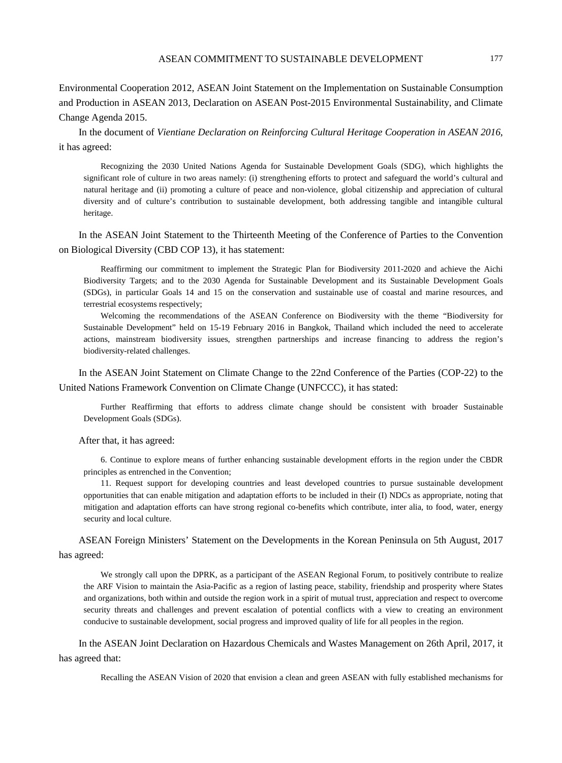Environmental Cooperation 2012, ASEAN Joint Statement on the Implementation on Sustainable Consumption and Production in ASEAN 2013, Declaration on ASEAN Post-2015 Environmental Sustainability, and Climate Change Agenda 2015.

In the document of *Vientiane Declaration on Reinforcing Cultural Heritage Cooperation in ASEAN 2016*, it has agreed:

> Recognizing the 2030 United Nations Agenda for Sustainable Development Goals (SDG), which highlights the significant role of culture in two areas namely: (i) strengthening efforts to protect and safeguard the world's cultural and natural heritage and (ii) promoting a culture of peace and non-violence, global citizenship and appreciation of cultural diversity and of culture's contribution to sustainable development, both addressing tangible and intangible cultural heritage.

In the ASEAN Joint Statement to the Thirteenth Meeting of the Conference of Parties to the Convention on Biological Diversity (CBD COP 13), it has statement:

> Reaffirming our commitment to implement the Strategic Plan for Biodiversity 2011-2020 and achieve the Aichi Biodiversity Targets; and to the 2030 Agenda for Sustainable Development and its Sustainable Development Goals (SDGs), in particular Goals 14 and 15 on the conservation and sustainable use of coastal and marine resources, and terrestrial ecosystems respectively;
>
> Welcoming the recommendations of the ASEAN Conference on Biodiversity with the theme "Biodiversity for Sustainable Development" held on 15-19 February 2016 in Bangkok, Thailand which included the need to accelerate actions, mainstream biodiversity issues, strengthen partnerships and increase financing to address the region's biodiversity-related challenges.

In the ASEAN Joint Statement on Climate Change to the 22nd Conference of the Parties (COP-22) to the United Nations Framework Convention on Climate Change (UNFCCC), it has stated:

> Further Reaffirming that efforts to address climate change should be consistent with broader Sustainable Development Goals (SDGs).

After that, it has agreed:

> 6. Continue to explore means of further enhancing sustainable development efforts in the region under the CBDR principles as entrenched in the Convention;
>
> 11. Request support for developing countries and least developed countries to pursue sustainable development opportunities that can enable mitigation and adaptation efforts to be included in their (I) NDCs as appropriate, noting that mitigation and adaptation efforts can have strong regional co-benefits which contribute, inter alia, to food, water, energy security and local culture.

ASEAN Foreign Ministers' Statement on the Developments in the Korean Peninsula on 5th August, 2017 has agreed:

> We strongly call upon the DPRK, as a participant of the ASEAN Regional Forum, to positively contribute to realize the ARF Vision to maintain the Asia-Pacific as a region of lasting peace, stability, friendship and prosperity where States and organizations, both within and outside the region work in a spirit of mutual trust, appreciation and respect to overcome security threats and challenges and prevent escalation of potential conflicts with a view to creating an environment conducive to sustainable development, social progress and improved quality of life for all peoples in the region.

In the ASEAN Joint Declaration on Hazardous Chemicals and Wastes Management on 26th April, 2017, it has agreed that:

> Recalling the ASEAN Vision of 2020 that envision a clean and green ASEAN with fully established mechanisms for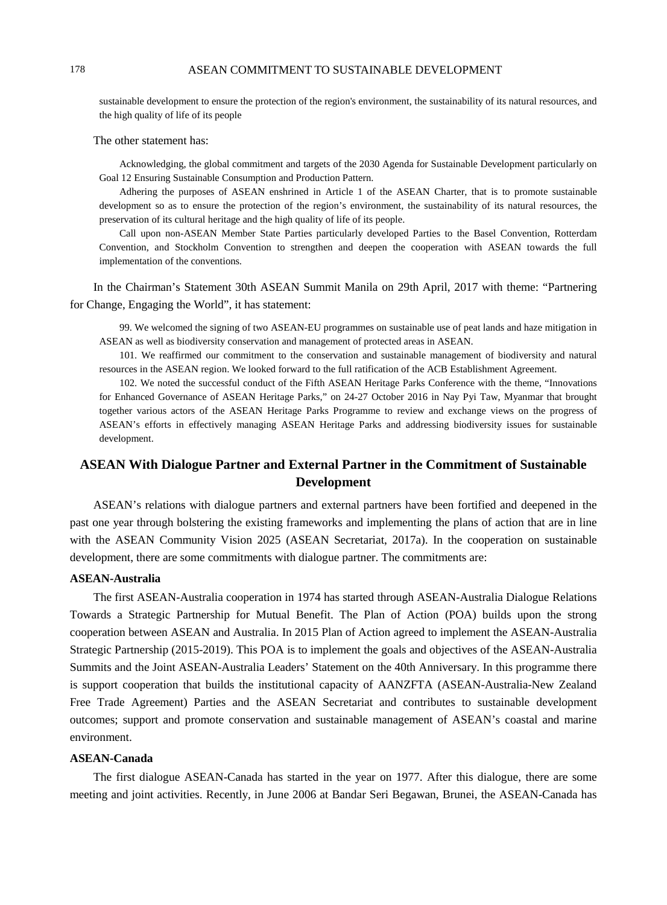sustainable development to ensure the protection of the region's environment, the sustainability of its natural resources, and the high quality of life of its people

The other statement has:

> Acknowledging, the global commitment and targets of the 2030 Agenda for Sustainable Development particularly on Goal 12 Ensuring Sustainable Consumption and Production Pattern.
>
> Adhering the purposes of ASEAN enshrined in Article 1 of the ASEAN Charter, that is to promote sustainable development so as to ensure the protection of the region's environment, the sustainability of its natural resources, the preservation of its cultural heritage and the high quality of life of its people.
>
> Call upon non-ASEAN Member State Parties particularly developed Parties to the Basel Convention, Rotterdam Convention, and Stockholm Convention to strengthen and deepen the cooperation with ASEAN towards the full implementation of the conventions.

In the Chairman's Statement 30th ASEAN Summit Manila on 29th April, 2017 with theme: "Partnering for Change, Engaging the World", it has statement:

> 99. We welcomed the signing of two ASEAN-EU programmes on sustainable use of peat lands and haze mitigation in ASEAN as well as biodiversity conservation and management of protected areas in ASEAN.
>
> 101. We reaffirmed our commitment to the conservation and sustainable management of biodiversity and natural resources in the ASEAN region. We looked forward to the full ratification of the ACB Establishment Agreement.
>
> 102. We noted the successful conduct of the Fifth ASEAN Heritage Parks Conference with the theme, "Innovations for Enhanced Governance of ASEAN Heritage Parks," on 24-27 October 2016 in Nay Pyi Taw, Myanmar that brought together various actors of the ASEAN Heritage Parks Programme to review and exchange views on the progress of ASEAN's efforts in effectively managing ASEAN Heritage Parks and addressing biodiversity issues for sustainable development.

## ASEAN With Dialogue Partner and External Partner in the Commitment of Sustainable Development

ASEAN's relations with dialogue partners and external partners have been fortified and deepened in the past one year through bolstering the existing frameworks and implementing the plans of action that are in line with the ASEAN Community Vision 2025 (ASEAN Secretariat, 2017a). In the cooperation on sustainable development, there are some commitments with dialogue partner. The commitments are:

### ASEAN-Australia

The first ASEAN-Australia cooperation in 1974 has started through ASEAN-Australia Dialogue Relations Towards a Strategic Partnership for Mutual Benefit. The Plan of Action (POA) builds upon the strong cooperation between ASEAN and Australia. In 2015 Plan of Action agreed to implement the ASEAN-Australia Strategic Partnership (2015-2019). This POA is to implement the goals and objectives of the ASEAN-Australia Summits and the Joint ASEAN-Australia Leaders' Statement on the 40th Anniversary. In this programme there is support cooperation that builds the institutional capacity of AANZFTA (ASEAN-Australia-New Zealand Free Trade Agreement) Parties and the ASEAN Secretariat and contributes to sustainable development outcomes; support and promote conservation and sustainable management of ASEAN's coastal and marine environment.

### ASEAN-Canada

The first dialogue ASEAN-Canada has started in the year on 1977. After this dialogue, there are some meeting and joint activities. Recently, in June 2006 at Bandar Seri Begawan, Brunei, the ASEAN-Canada has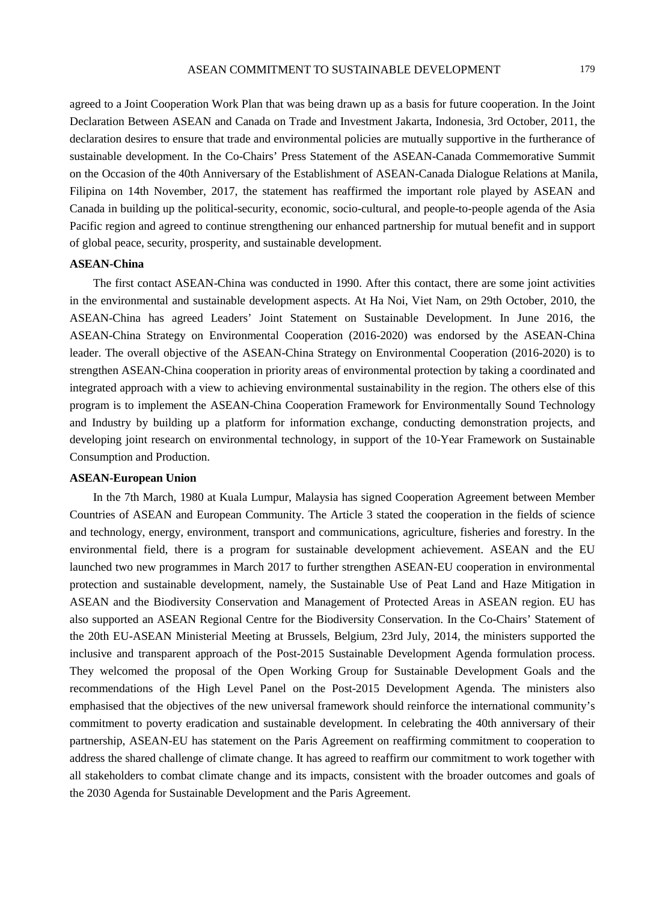agreed to a Joint Cooperation Work Plan that was being drawn up as a basis for future cooperation. In the Joint Declaration Between ASEAN and Canada on Trade and Investment Jakarta, Indonesia, 3rd October, 2011, the declaration desires to ensure that trade and environmental policies are mutually supportive in the furtherance of sustainable development. In the Co-Chairs' Press Statement of the ASEAN-Canada Commemorative Summit on the Occasion of the 40th Anniversary of the Establishment of ASEAN-Canada Dialogue Relations at Manila, Filipina on 14th November, 2017, the statement has reaffirmed the important role played by ASEAN and Canada in building up the political-security, economic, socio-cultural, and people-to-people agenda of the Asia Pacific region and agreed to continue strengthening our enhanced partnership for mutual benefit and in support of global peace, security, prosperity, and sustainable development.

### ASEAN-China

The first contact ASEAN-China was conducted in 1990. After this contact, there are some joint activities in the environmental and sustainable development aspects. At Ha Noi, Viet Nam, on 29th October, 2010, the ASEAN-China has agreed Leaders' Joint Statement on Sustainable Development. In June 2016, the ASEAN-China Strategy on Environmental Cooperation (2016-2020) was endorsed by the ASEAN-China leader. The overall objective of the ASEAN-China Strategy on Environmental Cooperation (2016-2020) is to strengthen ASEAN-China cooperation in priority areas of environmental protection by taking a coordinated and integrated approach with a view to achieving environmental sustainability in the region. The others else of this program is to implement the ASEAN-China Cooperation Framework for Environmentally Sound Technology and Industry by building up a platform for information exchange, conducting demonstration projects, and developing joint research on environmental technology, in support of the 10-Year Framework on Sustainable Consumption and Production.

### ASEAN-European Union

In the 7th March, 1980 at Kuala Lumpur, Malaysia has signed Cooperation Agreement between Member Countries of ASEAN and European Community. The Article 3 stated the cooperation in the fields of science and technology, energy, environment, transport and communications, agriculture, fisheries and forestry. In the environmental field, there is a program for sustainable development achievement. ASEAN and the EU launched two new programmes in March 2017 to further strengthen ASEAN-EU cooperation in environmental protection and sustainable development, namely, the Sustainable Use of Peat Land and Haze Mitigation in ASEAN and the Biodiversity Conservation and Management of Protected Areas in ASEAN region. EU has also supported an ASEAN Regional Centre for the Biodiversity Conservation. In the Co-Chairs' Statement of the 20th EU-ASEAN Ministerial Meeting at Brussels, Belgium, 23rd July, 2014, the ministers supported the inclusive and transparent approach of the Post-2015 Sustainable Development Agenda formulation process. They welcomed the proposal of the Open Working Group for Sustainable Development Goals and the recommendations of the High Level Panel on the Post-2015 Development Agenda. The ministers also emphasised that the objectives of the new universal framework should reinforce the international community's commitment to poverty eradication and sustainable development. In celebrating the 40th anniversary of their partnership, ASEAN-EU has statement on the Paris Agreement on reaffirming commitment to cooperation to address the shared challenge of climate change. It has agreed to reaffirm our commitment to work together with all stakeholders to combat climate change and its impacts, consistent with the broader outcomes and goals of the 2030 Agenda for Sustainable Development and the Paris Agreement.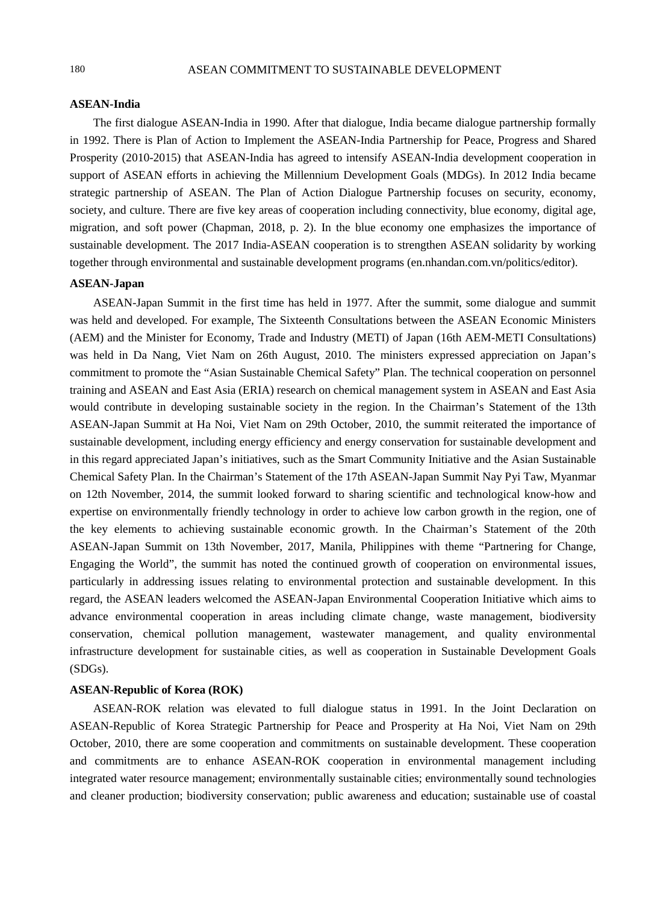**ASEAN-India**

The first dialogue ASEAN-India in 1990. After that dialogue, India became dialogue partnership formally in 1992. There is Plan of Action to Implement the ASEAN-India Partnership for Peace, Progress and Shared Prosperity (2010-2015) that ASEAN-India has agreed to intensify ASEAN-India development cooperation in support of ASEAN efforts in achieving the Millennium Development Goals (MDGs). In 2012 India became strategic partnership of ASEAN. The Plan of Action Dialogue Partnership focuses on security, economy, society, and culture. There are five key areas of cooperation including connectivity, blue economy, digital age, migration, and soft power (Chapman, 2018, p. 2). In the blue economy one emphasizes the importance of sustainable development. The 2017 India-ASEAN cooperation is to strengthen ASEAN solidarity by working together through environmental and sustainable development programs (en.nhandan.com.vn/politics/editor).

**ASEAN-Japan**

ASEAN-Japan Summit in the first time has held in 1977. After the summit, some dialogue and summit was held and developed. For example, The Sixteenth Consultations between the ASEAN Economic Ministers (AEM) and the Minister for Economy, Trade and Industry (METI) of Japan (16th AEM-METI Consultations) was held in Da Nang, Viet Nam on 26th August, 2010. The ministers expressed appreciation on Japan's commitment to promote the "Asian Sustainable Chemical Safety" Plan. The technical cooperation on personnel training and ASEAN and East Asia (ERIA) research on chemical management system in ASEAN and East Asia would contribute in developing sustainable society in the region. In the Chairman's Statement of the 13th ASEAN-Japan Summit at Ha Noi, Viet Nam on 29th October, 2010, the summit reiterated the importance of sustainable development, including energy efficiency and energy conservation for sustainable development and in this regard appreciated Japan's initiatives, such as the Smart Community Initiative and the Asian Sustainable Chemical Safety Plan. In the Chairman's Statement of the 17th ASEAN-Japan Summit Nay Pyi Taw, Myanmar on 12th November, 2014, the summit looked forward to sharing scientific and technological know-how and expertise on environmentally friendly technology in order to achieve low carbon growth in the region, one of the key elements to achieving sustainable economic growth. In the Chairman's Statement of the 20th ASEAN-Japan Summit on 13th November, 2017, Manila, Philippines with theme "Partnering for Change, Engaging the World", the summit has noted the continued growth of cooperation on environmental issues, particularly in addressing issues relating to environmental protection and sustainable development. In this regard, the ASEAN leaders welcomed the ASEAN-Japan Environmental Cooperation Initiative which aims to advance environmental cooperation in areas including climate change, waste management, biodiversity conservation, chemical pollution management, wastewater management, and quality environmental infrastructure development for sustainable cities, as well as cooperation in Sustainable Development Goals (SDGs).

**ASEAN-Republic of Korea (ROK)**

ASEAN-ROK relation was elevated to full dialogue status in 1991. In the Joint Declaration on ASEAN-Republic of Korea Strategic Partnership for Peace and Prosperity at Ha Noi, Viet Nam on 29th October, 2010, there are some cooperation and commitments on sustainable development. These cooperation and commitments are to enhance ASEAN-ROK cooperation in environmental management including integrated water resource management; environmentally sustainable cities; environmentally sound technologies and cleaner production; biodiversity conservation; public awareness and education; sustainable use of coastal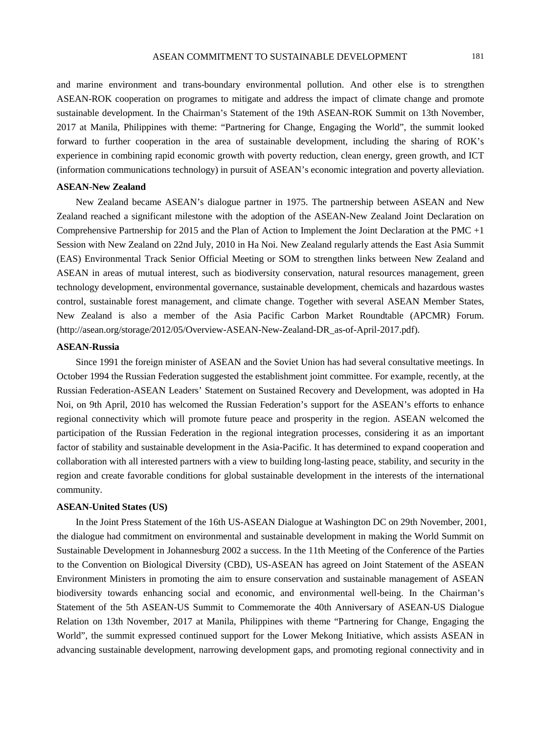and marine environment and trans-boundary environmental pollution. And other else is to strengthen ASEAN-ROK cooperation on programes to mitigate and address the impact of climate change and promote sustainable development. In the Chairman's Statement of the 19th ASEAN-ROK Summit on 13th November, 2017 at Manila, Philippines with theme: "Partnering for Change, Engaging the World", the summit looked forward to further cooperation in the area of sustainable development, including the sharing of ROK's experience in combining rapid economic growth with poverty reduction, clean energy, green growth, and ICT (information communications technology) in pursuit of ASEAN's economic integration and poverty alleviation.

**ASEAN-New Zealand**

New Zealand became ASEAN's dialogue partner in 1975. The partnership between ASEAN and New Zealand reached a significant milestone with the adoption of the ASEAN-New Zealand Joint Declaration on Comprehensive Partnership for 2015 and the Plan of Action to Implement the Joint Declaration at the PMC +1 Session with New Zealand on 22nd July, 2010 in Ha Noi. New Zealand regularly attends the East Asia Summit (EAS) Environmental Track Senior Official Meeting or SOM to strengthen links between New Zealand and ASEAN in areas of mutual interest, such as biodiversity conservation, natural resources management, green technology development, environmental governance, sustainable development, chemicals and hazardous wastes control, sustainable forest management, and climate change. Together with several ASEAN Member States, New Zealand is also a member of the Asia Pacific Carbon Market Roundtable (APCMR) Forum. (http://asean.org/storage/2012/05/Overview-ASEAN-New-Zealand-DR_as-of-April-2017.pdf).

**ASEAN-Russia**

Since 1991 the foreign minister of ASEAN and the Soviet Union has had several consultative meetings. In October 1994 the Russian Federation suggested the establishment joint committee. For example, recently, at the Russian Federation-ASEAN Leaders' Statement on Sustained Recovery and Development, was adopted in Ha Noi, on 9th April, 2010 has welcomed the Russian Federation's support for the ASEAN's efforts to enhance regional connectivity which will promote future peace and prosperity in the region. ASEAN welcomed the participation of the Russian Federation in the regional integration processes, considering it as an important factor of stability and sustainable development in the Asia-Pacific. It has determined to expand cooperation and collaboration with all interested partners with a view to building long-lasting peace, stability, and security in the region and create favorable conditions for global sustainable development in the interests of the international community.

**ASEAN-United States (US)**

In the Joint Press Statement of the 16th US-ASEAN Dialogue at Washington DC on 29th November, 2001, the dialogue had commitment on environmental and sustainable development in making the World Summit on Sustainable Development in Johannesburg 2002 a success. In the 11th Meeting of the Conference of the Parties to the Convention on Biological Diversity (CBD), US-ASEAN has agreed on Joint Statement of the ASEAN Environment Ministers in promoting the aim to ensure conservation and sustainable management of ASEAN biodiversity towards enhancing social and economic, and environmental well-being. In the Chairman's Statement of the 5th ASEAN-US Summit to Commemorate the 40th Anniversary of ASEAN-US Dialogue Relation on 13th November, 2017 at Manila, Philippines with theme "Partnering for Change, Engaging the World", the summit expressed continued support for the Lower Mekong Initiative, which assists ASEAN in advancing sustainable development, narrowing development gaps, and promoting regional connectivity and in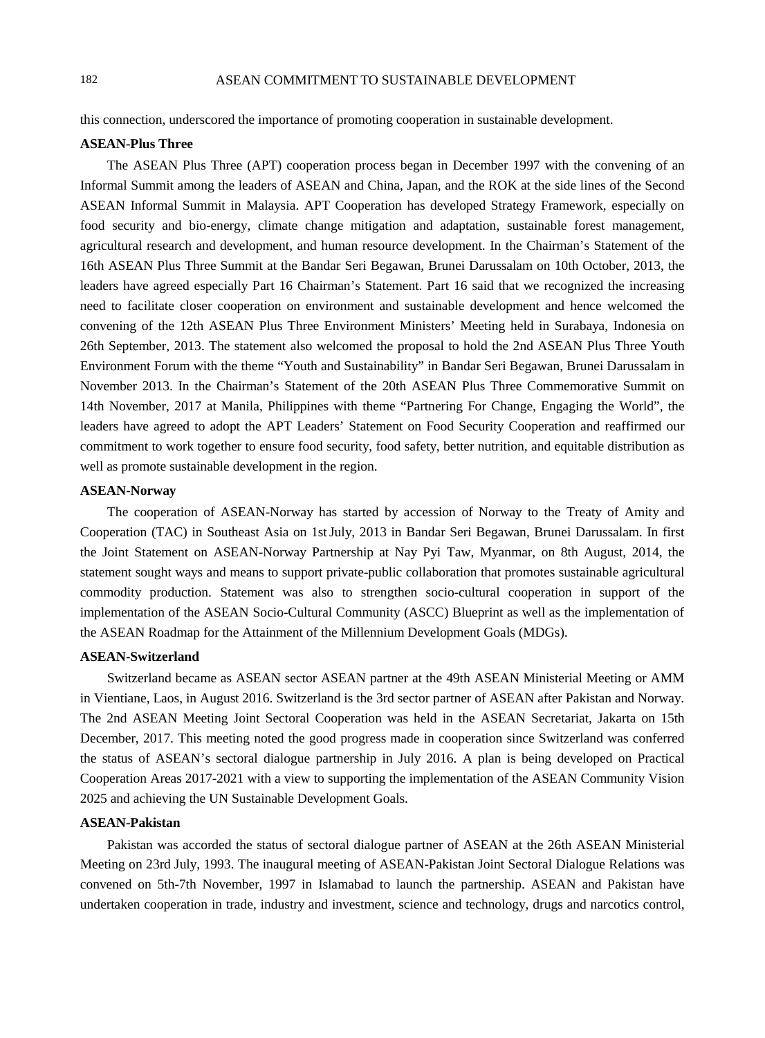this connection, underscored the importance of promoting cooperation in sustainable development.

**ASEAN-Plus Three**

The ASEAN Plus Three (APT) cooperation process began in December 1997 with the convening of an Informal Summit among the leaders of ASEAN and China, Japan, and the ROK at the side lines of the Second ASEAN Informal Summit in Malaysia. APT Cooperation has developed Strategy Framework, especially on food security and bio-energy, climate change mitigation and adaptation, sustainable forest management, agricultural research and development, and human resource development. In the Chairman's Statement of the 16th ASEAN Plus Three Summit at the Bandar Seri Begawan, Brunei Darussalam on 10th October, 2013, the leaders have agreed especially Part 16 Chairman's Statement. Part 16 said that we recognized the increasing need to facilitate closer cooperation on environment and sustainable development and hence welcomed the convening of the 12th ASEAN Plus Three Environment Ministers' Meeting held in Surabaya, Indonesia on 26th September, 2013. The statement also welcomed the proposal to hold the 2nd ASEAN Plus Three Youth Environment Forum with the theme "Youth and Sustainability" in Bandar Seri Begawan, Brunei Darussalam in November 2013. In the Chairman's Statement of the 20th ASEAN Plus Three Commemorative Summit on 14th November, 2017 at Manila, Philippines with theme "Partnering For Change, Engaging the World", the leaders have agreed to adopt the APT Leaders' Statement on Food Security Cooperation and reaffirmed our commitment to work together to ensure food security, food safety, better nutrition, and equitable distribution as well as promote sustainable development in the region.

**ASEAN-Norway**

The cooperation of ASEAN-Norway has started by accession of Norway to the Treaty of Amity and Cooperation (TAC) in Southeast Asia on 1st July, 2013 in Bandar Seri Begawan, Brunei Darussalam. In first the Joint Statement on ASEAN-Norway Partnership at Nay Pyi Taw, Myanmar, on 8th August, 2014, the statement sought ways and means to support private-public collaboration that promotes sustainable agricultural commodity production. Statement was also to strengthen socio-cultural cooperation in support of the implementation of the ASEAN Socio-Cultural Community (ASCC) Blueprint as well as the implementation of the ASEAN Roadmap for the Attainment of the Millennium Development Goals (MDGs).

**ASEAN-Switzerland**

Switzerland became as ASEAN sector ASEAN partner at the 49th ASEAN Ministerial Meeting or AMM in Vientiane, Laos, in August 2016. Switzerland is the 3rd sector partner of ASEAN after Pakistan and Norway. The 2nd ASEAN Meeting Joint Sectoral Cooperation was held in the ASEAN Secretariat, Jakarta on 15th December, 2017. This meeting noted the good progress made in cooperation since Switzerland was conferred the status of ASEAN's sectoral dialogue partnership in July 2016. A plan is being developed on Practical Cooperation Areas 2017-2021 with a view to supporting the implementation of the ASEAN Community Vision 2025 and achieving the UN Sustainable Development Goals.

**ASEAN-Pakistan**

Pakistan was accorded the status of sectoral dialogue partner of ASEAN at the 26th ASEAN Ministerial Meeting on 23rd July, 1993. The inaugural meeting of ASEAN-Pakistan Joint Sectoral Dialogue Relations was convened on 5th-7th November, 1997 in Islamabad to launch the partnership. ASEAN and Pakistan have undertaken cooperation in trade, industry and investment, science and technology, drugs and narcotics control,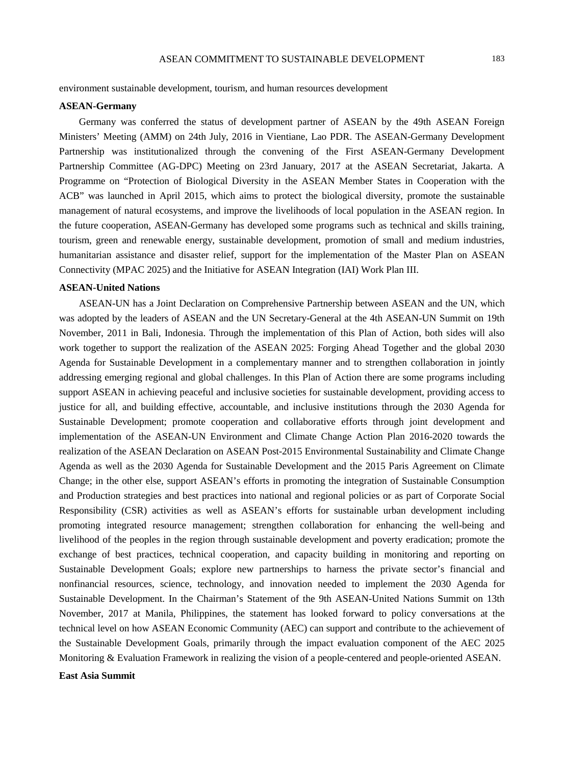environment sustainable development, tourism, and human resources development

**ASEAN-Germany**

Germany was conferred the status of development partner of ASEAN by the 49th ASEAN Foreign Ministers' Meeting (AMM) on 24th July, 2016 in Vientiane, Lao PDR. The ASEAN-Germany Development Partnership was institutionalized through the convening of the First ASEAN-Germany Development Partnership Committee (AG-DPC) Meeting on 23rd January, 2017 at the ASEAN Secretariat, Jakarta. A Programme on "Protection of Biological Diversity in the ASEAN Member States in Cooperation with the ACB" was launched in April 2015, which aims to protect the biological diversity, promote the sustainable management of natural ecosystems, and improve the livelihoods of local population in the ASEAN region. In the future cooperation, ASEAN-Germany has developed some programs such as technical and skills training, tourism, green and renewable energy, sustainable development, promotion of small and medium industries, humanitarian assistance and disaster relief, support for the implementation of the Master Plan on ASEAN Connectivity (MPAC 2025) and the Initiative for ASEAN Integration (IAI) Work Plan III.

**ASEAN-United Nations**

ASEAN-UN has a Joint Declaration on Comprehensive Partnership between ASEAN and the UN, which was adopted by the leaders of ASEAN and the UN Secretary-General at the 4th ASEAN-UN Summit on 19th November, 2011 in Bali, Indonesia. Through the implementation of this Plan of Action, both sides will also work together to support the realization of the ASEAN 2025: Forging Ahead Together and the global 2030 Agenda for Sustainable Development in a complementary manner and to strengthen collaboration in jointly addressing emerging regional and global challenges. In this Plan of Action there are some programs including support ASEAN in achieving peaceful and inclusive societies for sustainable development, providing access to justice for all, and building effective, accountable, and inclusive institutions through the 2030 Agenda for Sustainable Development; promote cooperation and collaborative efforts through joint development and implementation of the ASEAN-UN Environment and Climate Change Action Plan 2016-2020 towards the realization of the ASEAN Declaration on ASEAN Post-2015 Environmental Sustainability and Climate Change Agenda as well as the 2030 Agenda for Sustainable Development and the 2015 Paris Agreement on Climate Change; in the other else, support ASEAN's efforts in promoting the integration of Sustainable Consumption and Production strategies and best practices into national and regional policies or as part of Corporate Social Responsibility (CSR) activities as well as ASEAN's efforts for sustainable urban development including promoting integrated resource management; strengthen collaboration for enhancing the well-being and livelihood of the peoples in the region through sustainable development and poverty eradication; promote the exchange of best practices, technical cooperation, and capacity building in monitoring and reporting on Sustainable Development Goals; explore new partnerships to harness the private sector's financial and nonfinancial resources, science, technology, and innovation needed to implement the 2030 Agenda for Sustainable Development. In the Chairman's Statement of the 9th ASEAN-United Nations Summit on 13th November, 2017 at Manila, Philippines, the statement has looked forward to policy conversations at the technical level on how ASEAN Economic Community (AEC) can support and contribute to the achievement of the Sustainable Development Goals, primarily through the impact evaluation component of the AEC 2025 Monitoring & Evaluation Framework in realizing the vision of a people-centered and people-oriented ASEAN.

**East Asia Summit**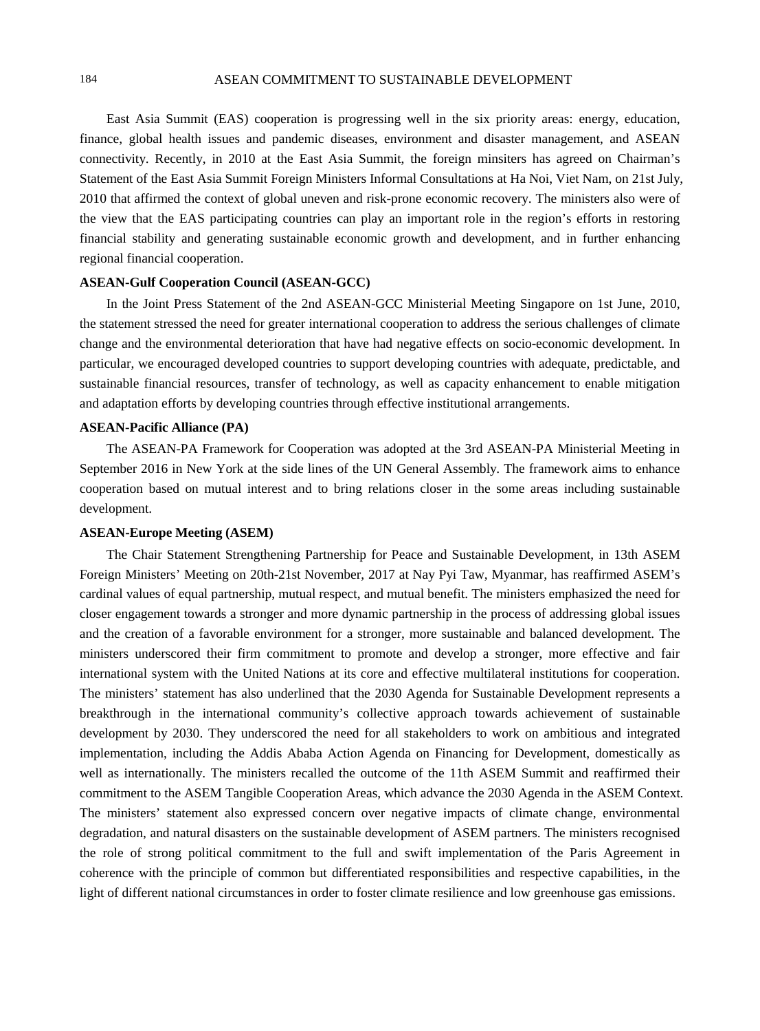East Asia Summit (EAS) cooperation is progressing well in the six priority areas: energy, education, finance, global health issues and pandemic diseases, environment and disaster management, and ASEAN connectivity. Recently, in 2010 at the East Asia Summit, the foreign minsiters has agreed on Chairman's Statement of the East Asia Summit Foreign Ministers Informal Consultations at Ha Noi, Viet Nam, on 21st July, 2010 that affirmed the context of global uneven and risk-prone economic recovery. The ministers also were of the view that the EAS participating countries can play an important role in the region's efforts in restoring financial stability and generating sustainable economic growth and development, and in further enhancing regional financial cooperation.

**ASEAN-Gulf Cooperation Council (ASEAN-GCC)**

In the Joint Press Statement of the 2nd ASEAN-GCC Ministerial Meeting Singapore on 1st June, 2010, the statement stressed the need for greater international cooperation to address the serious challenges of climate change and the environmental deterioration that have had negative effects on socio-economic development. In particular, we encouraged developed countries to support developing countries with adequate, predictable, and sustainable financial resources, transfer of technology, as well as capacity enhancement to enable mitigation and adaptation efforts by developing countries through effective institutional arrangements.

**ASEAN-Pacific Alliance (PA)**

The ASEAN-PA Framework for Cooperation was adopted at the 3rd ASEAN-PA Ministerial Meeting in September 2016 in New York at the side lines of the UN General Assembly. The framework aims to enhance cooperation based on mutual interest and to bring relations closer in the some areas including sustainable development.

**ASEAN-Europe Meeting (ASEM)**

The Chair Statement Strengthening Partnership for Peace and Sustainable Development, in 13th ASEM Foreign Ministers' Meeting on 20th-21st November, 2017 at Nay Pyi Taw, Myanmar, has reaffirmed ASEM's cardinal values of equal partnership, mutual respect, and mutual benefit. The ministers emphasized the need for closer engagement towards a stronger and more dynamic partnership in the process of addressing global issues and the creation of a favorable environment for a stronger, more sustainable and balanced development. The ministers underscored their firm commitment to promote and develop a stronger, more effective and fair international system with the United Nations at its core and effective multilateral institutions for cooperation. The ministers' statement has also underlined that the 2030 Agenda for Sustainable Development represents a breakthrough in the international community's collective approach towards achievement of sustainable development by 2030. They underscored the need for all stakeholders to work on ambitious and integrated implementation, including the Addis Ababa Action Agenda on Financing for Development, domestically as well as internationally. The ministers recalled the outcome of the 11th ASEM Summit and reaffirmed their commitment to the ASEM Tangible Cooperation Areas, which advance the 2030 Agenda in the ASEM Context. The ministers' statement also expressed concern over negative impacts of climate change, environmental degradation, and natural disasters on the sustainable development of ASEM partners. The ministers recognised the role of strong political commitment to the full and swift implementation of the Paris Agreement in coherence with the principle of common but differentiated responsibilities and respective capabilities, in the light of different national circumstances in order to foster climate resilience and low greenhouse gas emissions.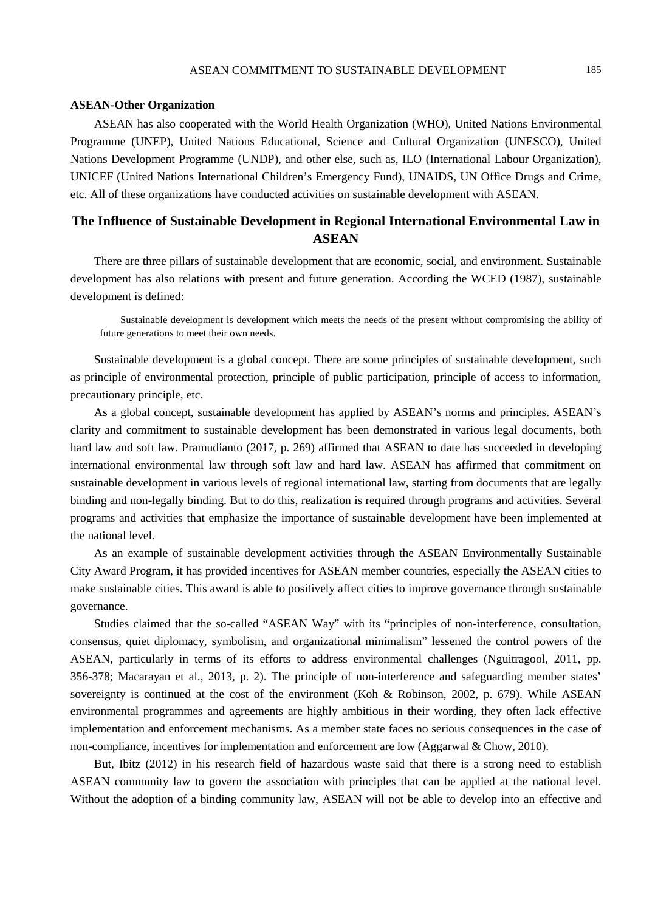**ASEAN-Other Organization**

ASEAN has also cooperated with the World Health Organization (WHO), United Nations Environmental Programme (UNEP), United Nations Educational, Science and Cultural Organization (UNESCO), United Nations Development Programme (UNDP), and other else, such as, ILO (International Labour Organization), UNICEF (United Nations International Children's Emergency Fund), UNAIDS, UN Office Drugs and Crime, etc. All of these organizations have conducted activities on sustainable development with ASEAN.

## The Influence of Sustainable Development in Regional International Environmental Law in ASEAN

There are three pillars of sustainable development that are economic, social, and environment. Sustainable development has also relations with present and future generation. According the WCED (1987), sustainable development is defined:

> Sustainable development is development which meets the needs of the present without compromising the ability of future generations to meet their own needs.

Sustainable development is a global concept. There are some principles of sustainable development, such as principle of environmental protection, principle of public participation, principle of access to information, precautionary principle, etc.

As a global concept, sustainable development has applied by ASEAN's norms and principles. ASEAN's clarity and commitment to sustainable development has been demonstrated in various legal documents, both hard law and soft law. Pramudianto (2017, p. 269) affirmed that ASEAN to date has succeeded in developing international environmental law through soft law and hard law. ASEAN has affirmed that commitment on sustainable development in various levels of regional international law, starting from documents that are legally binding and non-legally binding. But to do this, realization is required through programs and activities. Several programs and activities that emphasize the importance of sustainable development have been implemented at the national level.

As an example of sustainable development activities through the ASEAN Environmentally Sustainable City Award Program, it has provided incentives for ASEAN member countries, especially the ASEAN cities to make sustainable cities. This award is able to positively affect cities to improve governance through sustainable governance.

Studies claimed that the so-called "ASEAN Way" with its "principles of non-interference, consultation, consensus, quiet diplomacy, symbolism, and organizational minimalism" lessened the control powers of the ASEAN, particularly in terms of its efforts to address environmental challenges (Nguitragool, 2011, pp. 356-378; Macarayan et al., 2013, p. 2). The principle of non-interference and safeguarding member states' sovereignty is continued at the cost of the environment (Koh & Robinson, 2002, p. 679). While ASEAN environmental programmes and agreements are highly ambitious in their wording, they often lack effective implementation and enforcement mechanisms. As a member state faces no serious consequences in the case of non-compliance, incentives for implementation and enforcement are low (Aggarwal & Chow, 2010).

But, Ibitz (2012) in his research field of hazardous waste said that there is a strong need to establish ASEAN community law to govern the association with principles that can be applied at the national level. Without the adoption of a binding community law, ASEAN will not be able to develop into an effective and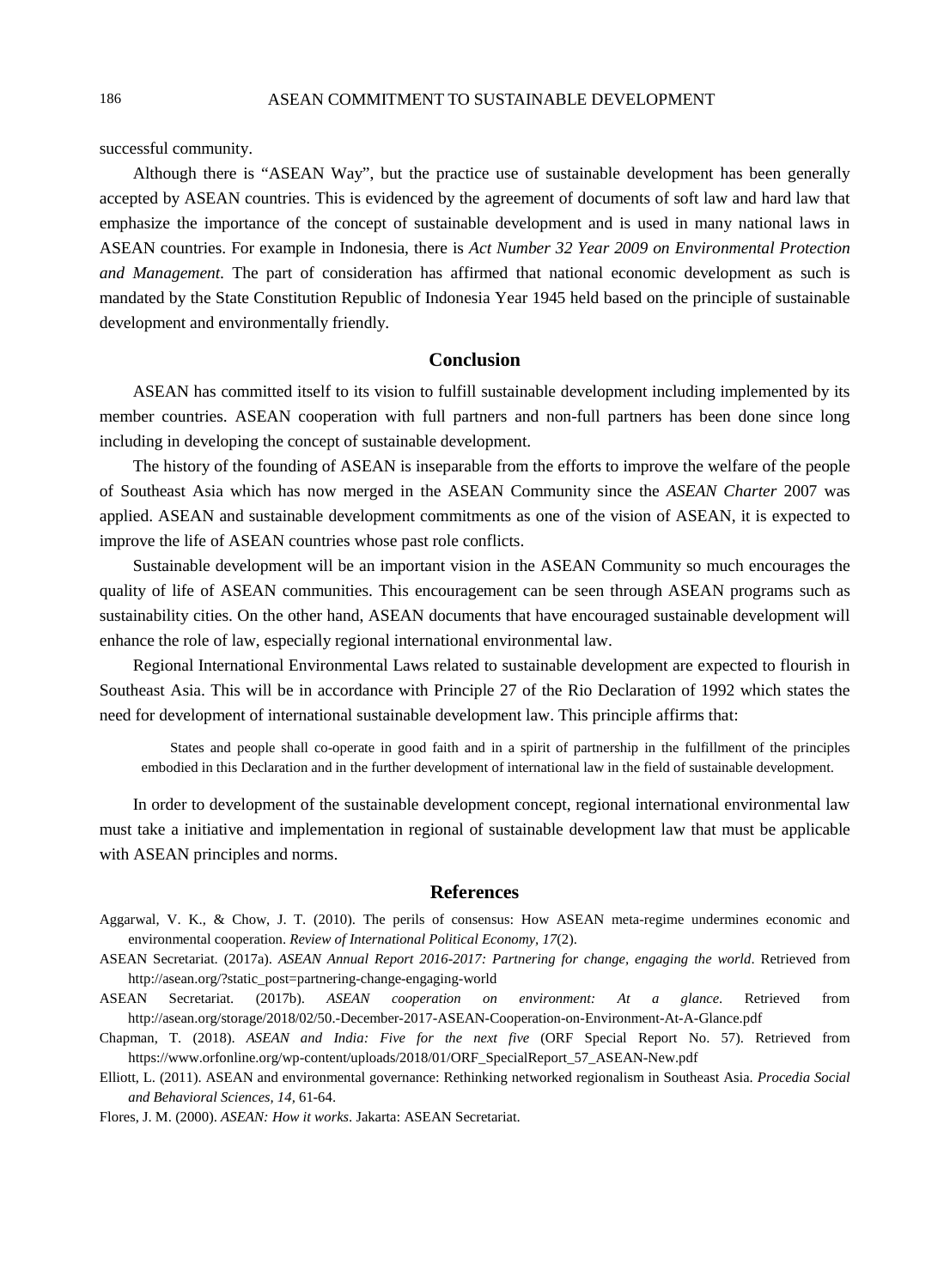successful community.

Although there is "ASEAN Way", but the practice use of sustainable development has been generally accepted by ASEAN countries. This is evidenced by the agreement of documents of soft law and hard law that emphasize the importance of the concept of sustainable development and is used in many national laws in ASEAN countries. For example in Indonesia, there is *Act Number 32 Year 2009 on Environmental Protection and Management*. The part of consideration has affirmed that national economic development as such is mandated by the State Constitution Republic of Indonesia Year 1945 held based on the principle of sustainable development and environmentally friendly.

## Conclusion

ASEAN has committed itself to its vision to fulfill sustainable development including implemented by its member countries. ASEAN cooperation with full partners and non-full partners has been done since long including in developing the concept of sustainable development.

The history of the founding of ASEAN is inseparable from the efforts to improve the welfare of the people of Southeast Asia which has now merged in the ASEAN Community since the *ASEAN Charter* 2007 was applied. ASEAN and sustainable development commitments as one of the vision of ASEAN, it is expected to improve the life of ASEAN countries whose past role conflicts.

Sustainable development will be an important vision in the ASEAN Community so much encourages the quality of life of ASEAN communities. This encouragement can be seen through ASEAN programs such as sustainability cities. On the other hand, ASEAN documents that have encouraged sustainable development will enhance the role of law, especially regional international environmental law.

Regional International Environmental Laws related to sustainable development are expected to flourish in Southeast Asia. This will be in accordance with Principle 27 of the Rio Declaration of 1992 which states the need for development of international sustainable development law. This principle affirms that:

> States and people shall co-operate in good faith and in a spirit of partnership in the fulfillment of the principles embodied in this Declaration and in the further development of international law in the field of sustainable development.

In order to development of the sustainable development concept, regional international environmental law must take a initiative and implementation in regional of sustainable development law that must be applicable with ASEAN principles and norms.

## References

Aggarwal, V. K., & Chow, J. T. (2010). The perils of consensus: How ASEAN meta-regime undermines economic and environmental cooperation. *Review of International Political Economy, 17*(2).

ASEAN Secretariat. (2017a). *ASEAN Annual Report 2016-2017: Partnering for change, engaging the world*. Retrieved from http://asean.org/?static_post=partnering-change-engaging-world

ASEAN Secretariat. (2017b). *ASEAN cooperation on environment: At a glance*. Retrieved from http://asean.org/storage/2018/02/50.-December-2017-ASEAN-Cooperation-on-Environment-At-A-Glance.pdf

Chapman, T. (2018). *ASEAN and India: Five for the next five* (ORF Special Report No. 57). Retrieved from https://www.orfonline.org/wp-content/uploads/2018/01/ORF_SpecialReport_57_ASEAN-New.pdf

Elliott, L. (2011). ASEAN and environmental governance: Rethinking networked regionalism in Southeast Asia. *Procedia Social and Behavioral Sciences, 14*, 61-64.

Flores, J. M. (2000). *ASEAN: How it works*. Jakarta: ASEAN Secretariat.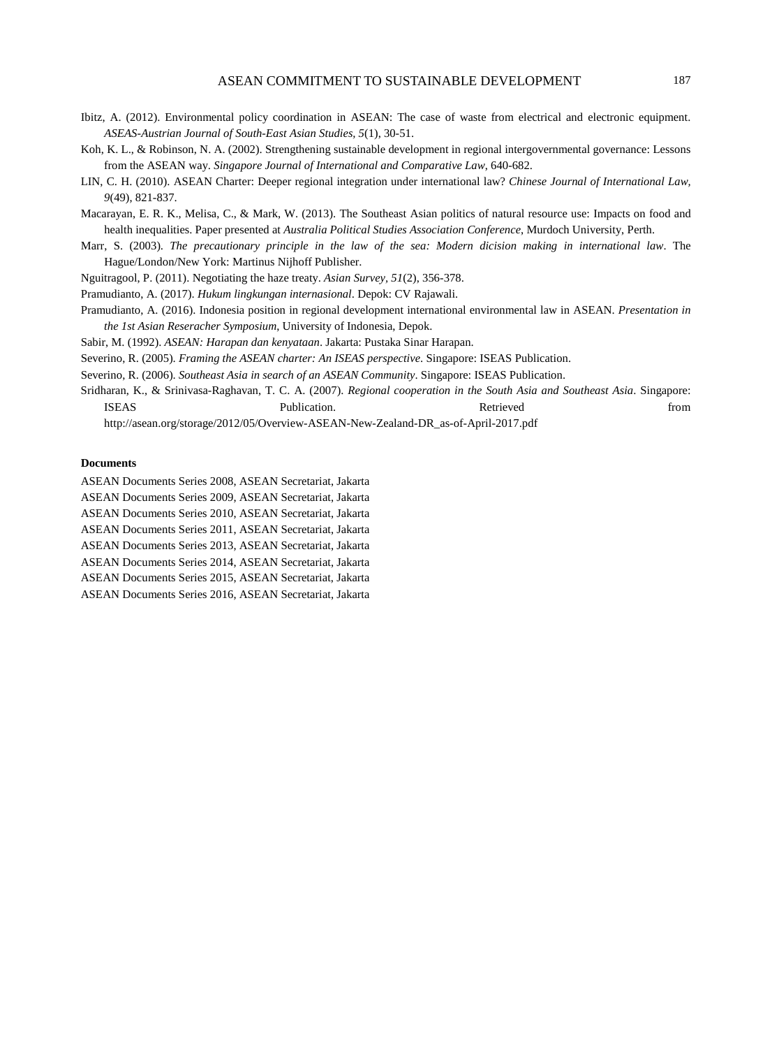Ibitz, A. (2012). Environmental policy coordination in ASEAN: The case of waste from electrical and electronic equipment. *ASEAS-Austrian Journal of South-East Asian Studies, 5*(1), 30-51.

Koh, K. L., & Robinson, N. A. (2002). Strengthening sustainable development in regional intergovernmental governance: Lessons from the ASEAN way. *Singapore Journal of International and Comparative Law*, 640-682.

LIN, C. H. (2010). ASEAN Charter: Deeper regional integration under international law? *Chinese Journal of International Law, 9*(49), 821-837.

Macarayan, E. R. K., Melisa, C., & Mark, W. (2013). The Southeast Asian politics of natural resource use: Impacts on food and health inequalities. Paper presented at *Australia Political Studies Association Conference*, Murdoch University, Perth.

Marr, S. (2003). *The precautionary principle in the law of the sea: Modern dicision making in international law*. The Hague/London/New York: Martinus Nijhoff Publisher.

Nguitragool, P. (2011). Negotiating the haze treaty. *Asian Survey, 51*(2), 356-378.

Pramudianto, A. (2017). *Hukum lingkungan internasional*. Depok: CV Rajawali.

Pramudianto, A. (2016). Indonesia position in regional development international environmental law in ASEAN. *Presentation in the 1st Asian Reseracher Symposium*, University of Indonesia, Depok.

Sabir, M. (1992). *ASEAN: Harapan dan kenyataan*. Jakarta: Pustaka Sinar Harapan.

Severino, R. (2005). *Framing the ASEAN charter: An ISEAS perspective*. Singapore: ISEAS Publication.

Severino, R. (2006). *Southeast Asia in search of an ASEAN Community*. Singapore: ISEAS Publication.

Sridharan, K., & Srinivasa-Raghavan, T. C. A. (2007). *Regional cooperation in the South Asia and Southeast Asia*. Singapore: ISEAS Publication. Retrieved from http://asean.org/storage/2012/05/Overview-ASEAN-New-Zealand-DR_as-of-April-2017.pdf

**Documents**

ASEAN Documents Series 2008, ASEAN Secretariat, Jakarta

ASEAN Documents Series 2009, ASEAN Secretariat, Jakarta

ASEAN Documents Series 2010, ASEAN Secretariat, Jakarta

ASEAN Documents Series 2011, ASEAN Secretariat, Jakarta

ASEAN Documents Series 2013, ASEAN Secretariat, Jakarta

ASEAN Documents Series 2014, ASEAN Secretariat, Jakarta

ASEAN Documents Series 2015, ASEAN Secretariat, Jakarta

ASEAN Documents Series 2016, ASEAN Secretariat, Jakarta